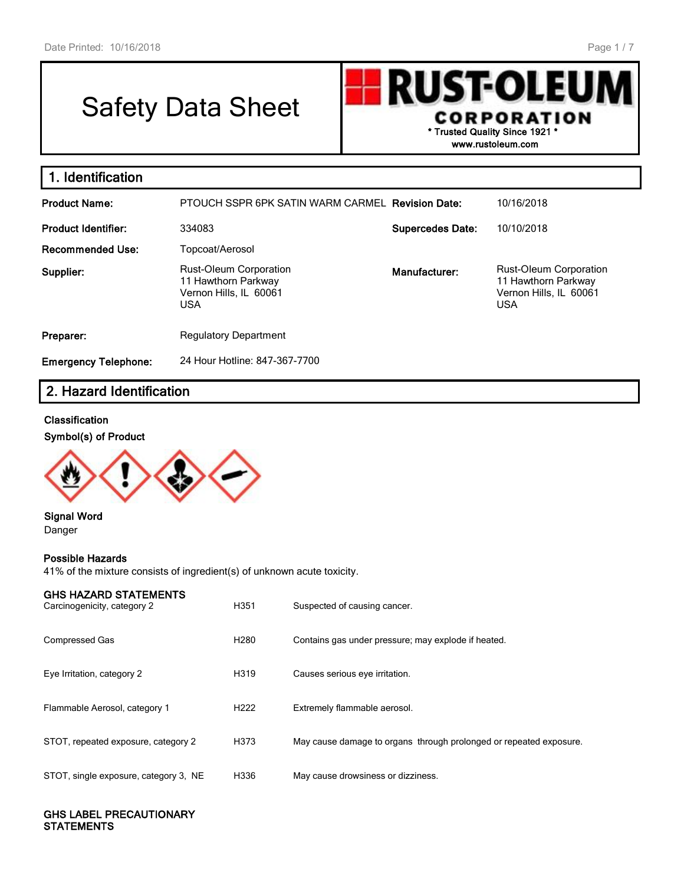# Safety Data Sheet

**RUST-OLEUM CORPORATION**
\* Trusted Quality Since 1921 \*
www.rustoleum.com

## 1. Identification

| | | | |
|---|---|---|---|
| **Product Name:** | PTOUCH SSPR 6PK SATIN WARM CARMEL | **Revision Date:** | 10/16/2018 |
| **Product Identifier:** | 334083 | **Supercedes Date:** | 10/10/2018 |
| **Recommended Use:** | Topcoat/Aerosol | | |
| **Supplier:** | Rust-Oleum Corporation<br>11 Hawthorn Parkway<br>Vernon Hills, IL 60061<br>USA | **Manufacturer:** | Rust-Oleum Corporation<br>11 Hawthorn Parkway<br>Vernon Hills, IL 60061<br>USA |
| **Preparer:** | Regulatory Department | | |
| **Emergency Telephone:** | 24 Hour Hotline: 847-367-7700 | | |

## 2. Hazard Identification

**Classification**

**Symbol(s) of Product**

**Signal Word**
Danger

**Possible Hazards**
41% of the mixture consists of ingredient(s) of unknown acute toxicity.

**GHS HAZARD STATEMENTS**

| | | |
|---|---|---|
| Carcinogenicity, category 2 | H351 | Suspected of causing cancer. |
| Compressed Gas | H280 | Contains gas under pressure; may explode if heated. |
| Eye Irritation, category 2 | H319 | Causes serious eye irritation. |
| Flammable Aerosol, category 1 | H222 | Extremely flammable aerosol. |
| STOT, repeated exposure, category 2 | H373 | May cause damage to organs through prolonged or repeated exposure. |
| STOT, single exposure, category 3, NE | H336 | May cause drowsiness or dizziness. |

**GHS LABEL PRECAUTIONARY STATEMENTS**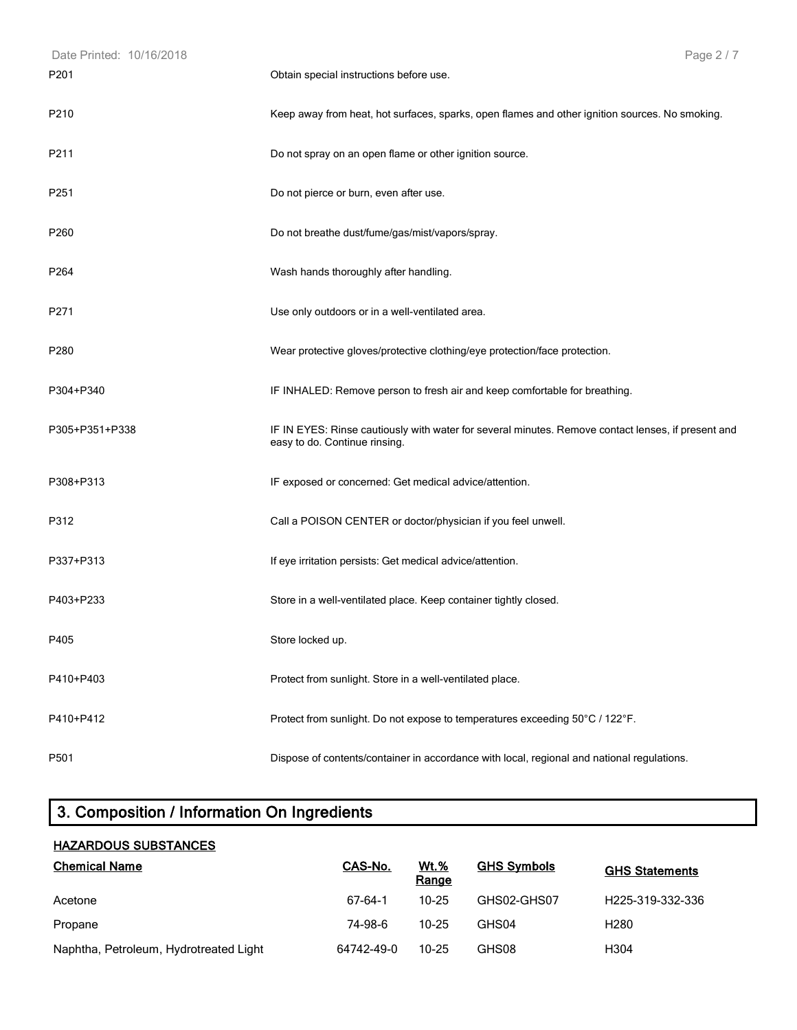| | |
|---|---|
| P201 | Obtain special instructions before use. |
| P210 | Keep away from heat, hot surfaces, sparks, open flames and other ignition sources. No smoking. |
| P211 | Do not spray on an open flame or other ignition source. |
| P251 | Do not pierce or burn, even after use. |
| P260 | Do not breathe dust/fume/gas/mist/vapors/spray. |
| P264 | Wash hands thoroughly after handling. |
| P271 | Use only outdoors or in a well-ventilated area. |
| P280 | Wear protective gloves/protective clothing/eye protection/face protection. |
| P304+P340 | IF INHALED: Remove person to fresh air and keep comfortable for breathing. |
| P305+P351+P338 | IF IN EYES: Rinse cautiously with water for several minutes. Remove contact lenses, if present and easy to do. Continue rinsing. |
| P308+P313 | IF exposed or concerned: Get medical advice/attention. |
| P312 | Call a POISON CENTER or doctor/physician if you feel unwell. |
| P337+P313 | If eye irritation persists: Get medical advice/attention. |
| P403+P233 | Store in a well-ventilated place. Keep container tightly closed. |
| P405 | Store locked up. |
| P410+P403 | Protect from sunlight. Store in a well-ventilated place. |
| P410+P412 | Protect from sunlight. Do not expose to temperatures exceeding 50°C / 122°F. |
| P501 | Dispose of contents/container in accordance with local, regional and national regulations. |

# 3. Composition / Information On Ingredients

**HAZARDOUS SUBSTANCES**

| Chemical Name | CAS-No. | Wt.% Range | GHS Symbols | GHS Statements |
|---|---|---|---|---|
| Acetone | 67-64-1 | 10-25 | GHS02-GHS07 | H225-319-332-336 |
| Propane | 74-98-6 | 10-25 | GHS04 | H280 |
| Naphtha, Petroleum, Hydrotreated Light | 64742-49-0 | 10-25 | GHS08 | H304 |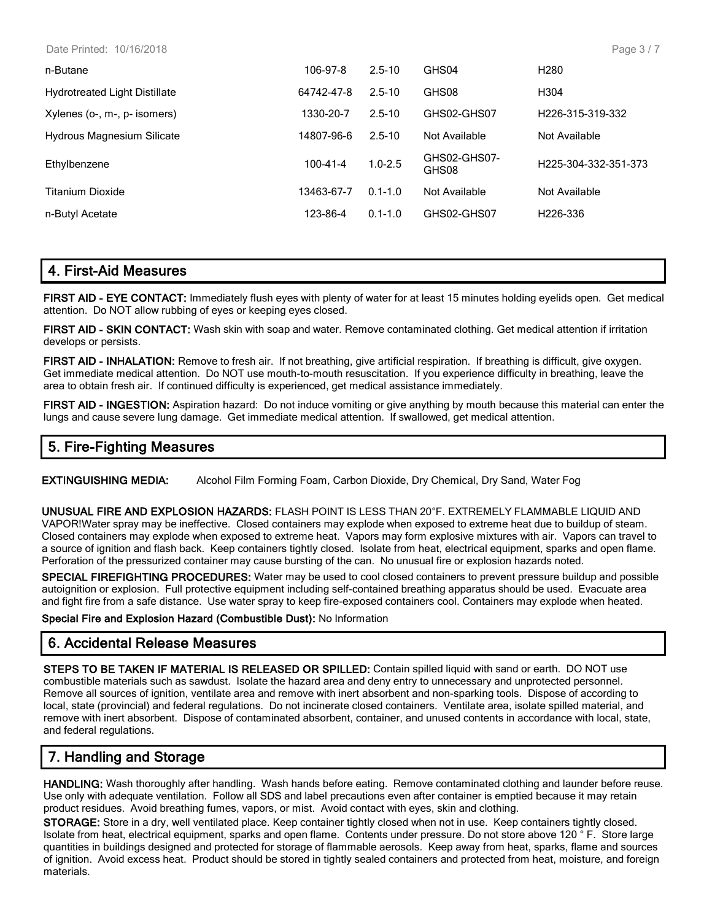| n-Butane | 106-97-8 | 2.5-10 | GHS04 | H280 |
|---|---|---|---|---|
| Hydrotreated Light Distillate | 64742-47-8 | 2.5-10 | GHS08 | H304 |
| Xylenes (o-, m-, p- isomers) | 1330-20-7 | 2.5-10 | GHS02-GHS07 | H226-315-319-332 |
| Hydrous Magnesium Silicate | 14807-96-6 | 2.5-10 | Not Available | Not Available |
| Ethylbenzene | 100-41-4 | 1.0-2.5 | GHS02-GHS07-GHS08 | H225-304-332-351-373 |
| Titanium Dioxide | 13463-67-7 | 0.1-1.0 | Not Available | Not Available |
| n-Butyl Acetate | 123-86-4 | 0.1-1.0 | GHS02-GHS07 | H226-336 |

## 4. First-Aid Measures

**FIRST AID - EYE CONTACT:** Immediately flush eyes with plenty of water for at least 15 minutes holding eyelids open. Get medical attention. Do NOT allow rubbing of eyes or keeping eyes closed.

**FIRST AID - SKIN CONTACT:** Wash skin with soap and water. Remove contaminated clothing. Get medical attention if irritation develops or persists.

**FIRST AID - INHALATION:** Remove to fresh air. If not breathing, give artificial respiration. If breathing is difficult, give oxygen. Get immediate medical attention. Do NOT use mouth-to-mouth resuscitation. If you experience difficulty in breathing, leave the area to obtain fresh air. If continued difficulty is experienced, get medical assistance immediately.

**FIRST AID - INGESTION:** Aspiration hazard: Do not induce vomiting or give anything by mouth because this material can enter the lungs and cause severe lung damage. Get immediate medical attention. If swallowed, get medical attention.

## 5. Fire-Fighting Measures

**EXTINGUISHING MEDIA:** Alcohol Film Forming Foam, Carbon Dioxide, Dry Chemical, Dry Sand, Water Fog

**UNUSUAL FIRE AND EXPLOSION HAZARDS:** FLASH POINT IS LESS THAN 20°F. EXTREMELY FLAMMABLE LIQUID AND VAPOR!Water spray may be ineffective. Closed containers may explode when exposed to extreme heat due to buildup of steam. Closed containers may explode when exposed to extreme heat. Vapors may form explosive mixtures with air. Vapors can travel to a source of ignition and flash back. Keep containers tightly closed. Isolate from heat, electrical equipment, sparks and open flame. Perforation of the pressurized container may cause bursting of the can. No unusual fire or explosion hazards noted.

**SPECIAL FIREFIGHTING PROCEDURES:** Water may be used to cool closed containers to prevent pressure buildup and possible autoignition or explosion. Full protective equipment including self-contained breathing apparatus should be used. Evacuate area and fight fire from a safe distance. Use water spray to keep fire-exposed containers cool. Containers may explode when heated.

**Special Fire and Explosion Hazard (Combustible Dust):** No Information

## 6. Accidental Release Measures

**STEPS TO BE TAKEN IF MATERIAL IS RELEASED OR SPILLED:** Contain spilled liquid with sand or earth. DO NOT use combustible materials such as sawdust. Isolate the hazard area and deny entry to unnecessary and unprotected personnel. Remove all sources of ignition, ventilate area and remove with inert absorbent and non-sparking tools. Dispose of according to local, state (provincial) and federal regulations. Do not incinerate closed containers. Ventilate area, isolate spilled material, and remove with inert absorbent. Dispose of contaminated absorbent, container, and unused contents in accordance with local, state, and federal regulations.

## 7. Handling and Storage

**HANDLING:** Wash thoroughly after handling. Wash hands before eating. Remove contaminated clothing and launder before reuse. Use only with adequate ventilation. Follow all SDS and label precautions even after container is emptied because it may retain product residues. Avoid breathing fumes, vapors, or mist. Avoid contact with eyes, skin and clothing.

**STORAGE:** Store in a dry, well ventilated place. Keep container tightly closed when not in use. Keep containers tightly closed. Isolate from heat, electrical equipment, sparks and open flame. Contents under pressure. Do not store above 120 ° F. Store large quantities in buildings designed and protected for storage of flammable aerosols. Keep away from heat, sparks, flame and sources of ignition. Avoid excess heat. Product should be stored in tightly sealed containers and protected from heat, moisture, and foreign materials.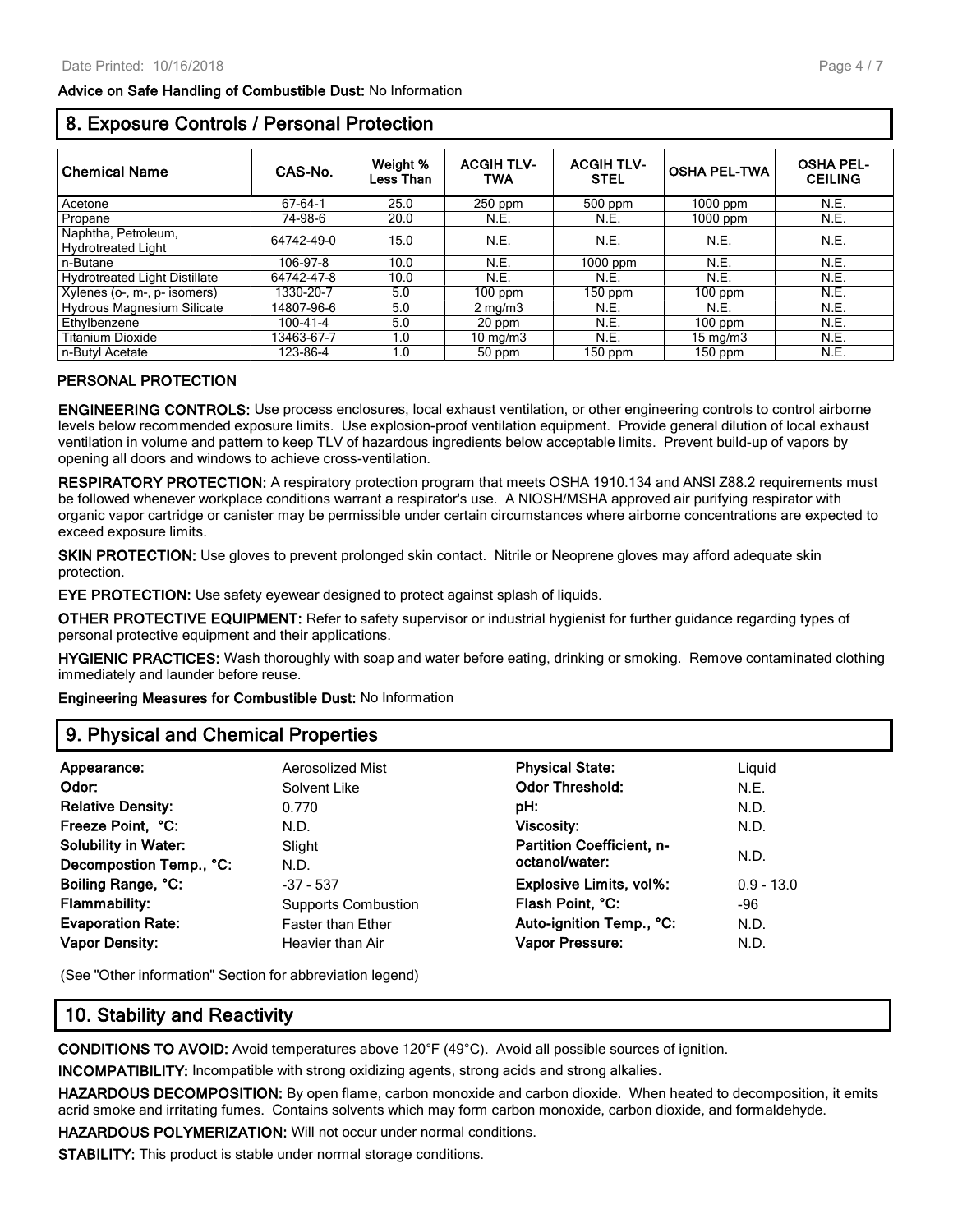**Advice on Safe Handling of Combustible Dust:** No Information

## 8. Exposure Controls / Personal Protection

| Chemical Name | CAS-No. | Weight % Less Than | ACGIH TLV-TWA | ACGIH TLV-STEL | OSHA PEL-TWA | OSHA PEL-CEILING |
|---|---|---|---|---|---|---|
| Acetone | 67-64-1 | 25.0 | 250 ppm | 500 ppm | 1000 ppm | N.E. |
| Propane | 74-98-6 | 20.0 | N.E. | N.E. | 1000 ppm | N.E. |
| Naphtha, Petroleum, Hydrotreated Light | 64742-49-0 | 15.0 | N.E. | N.E. | N.E. | N.E. |
| n-Butane | 106-97-8 | 10.0 | N.E. | 1000 ppm | N.E. | N.E. |
| Hydrotreated Light Distillate | 64742-47-8 | 10.0 | N.E. | N.E. | N.E. | N.E. |
| Xylenes (o-, m-, p- isomers) | 1330-20-7 | 5.0 | 100 ppm | 150 ppm | 100 ppm | N.E. |
| Hydrous Magnesium Silicate | 14807-96-6 | 5.0 | 2 mg/m3 | N.E. | N.E. | N.E. |
| Ethylbenzene | 100-41-4 | 5.0 | 20 ppm | N.E. | 100 ppm | N.E. |
| Titanium Dioxide | 13463-67-7 | 1.0 | 10 mg/m3 | N.E. | 15 mg/m3 | N.E. |
| n-Butyl Acetate | 123-86-4 | 1.0 | 50 ppm | 150 ppm | 150 ppm | N.E. |

**PERSONAL PROTECTION**

**ENGINEERING CONTROLS:** Use process enclosures, local exhaust ventilation, or other engineering controls to control airborne levels below recommended exposure limits. Use explosion-proof ventilation equipment. Provide general dilution of local exhaust ventilation in volume and pattern to keep TLV of hazardous ingredients below acceptable limits. Prevent build-up of vapors by opening all doors and windows to achieve cross-ventilation.

**RESPIRATORY PROTECTION:** A respiratory protection program that meets OSHA 1910.134 and ANSI Z88.2 requirements must be followed whenever workplace conditions warrant a respirator's use. A NIOSH/MSHA approved air purifying respirator with organic vapor cartridge or canister may be permissible under certain circumstances where airborne concentrations are expected to exceed exposure limits.

**SKIN PROTECTION:** Use gloves to prevent prolonged skin contact. Nitrile or Neoprene gloves may afford adequate skin protection.

**EYE PROTECTION:** Use safety eyewear designed to protect against splash of liquids.

**OTHER PROTECTIVE EQUIPMENT:** Refer to safety supervisor or industrial hygienist for further guidance regarding types of personal protective equipment and their applications.

**HYGIENIC PRACTICES:** Wash thoroughly with soap and water before eating, drinking or smoking. Remove contaminated clothing immediately and launder before reuse.

**Engineering Measures for Combustible Dust:** No Information

## 9. Physical and Chemical Properties

| | | | |
|---|---|---|---|
| **Appearance:** | Aerosolized Mist | **Physical State:** | Liquid |
| **Odor:** | Solvent Like | **Odor Threshold:** | N.E. |
| **Relative Density:** | 0.770 | **pH:** | N.D. |
| **Freeze Point, °C:** | N.D. | **Viscosity:** | N.D. |
| **Solubility in Water:** | Slight | **Partition Coefficient, n-octanol/water:** | N.D. |
| **Decompostion Temp., °C:** | N.D. | | |
| **Boiling Range, °C:** | -37 - 537 | **Explosive Limits, vol%:** | 0.9 - 13.0 |
| **Flammability:** | Supports Combustion | **Flash Point, °C:** | -96 |
| **Evaporation Rate:** | Faster than Ether | **Auto-ignition Temp., °C:** | N.D. |
| **Vapor Density:** | Heavier than Air | **Vapor Pressure:** | N.D. |

(See "Other information" Section for abbreviation legend)

## 10. Stability and Reactivity

**CONDITIONS TO AVOID:** Avoid temperatures above 120°F (49°C). Avoid all possible sources of ignition.

**INCOMPATIBILITY:** Incompatible with strong oxidizing agents, strong acids and strong alkalies.

**HAZARDOUS DECOMPOSITION:** By open flame, carbon monoxide and carbon dioxide. When heated to decomposition, it emits acrid smoke and irritating fumes. Contains solvents which may form carbon monoxide, carbon dioxide, and formaldehyde.

**HAZARDOUS POLYMERIZATION:** Will not occur under normal conditions.

**STABILITY:** This product is stable under normal storage conditions.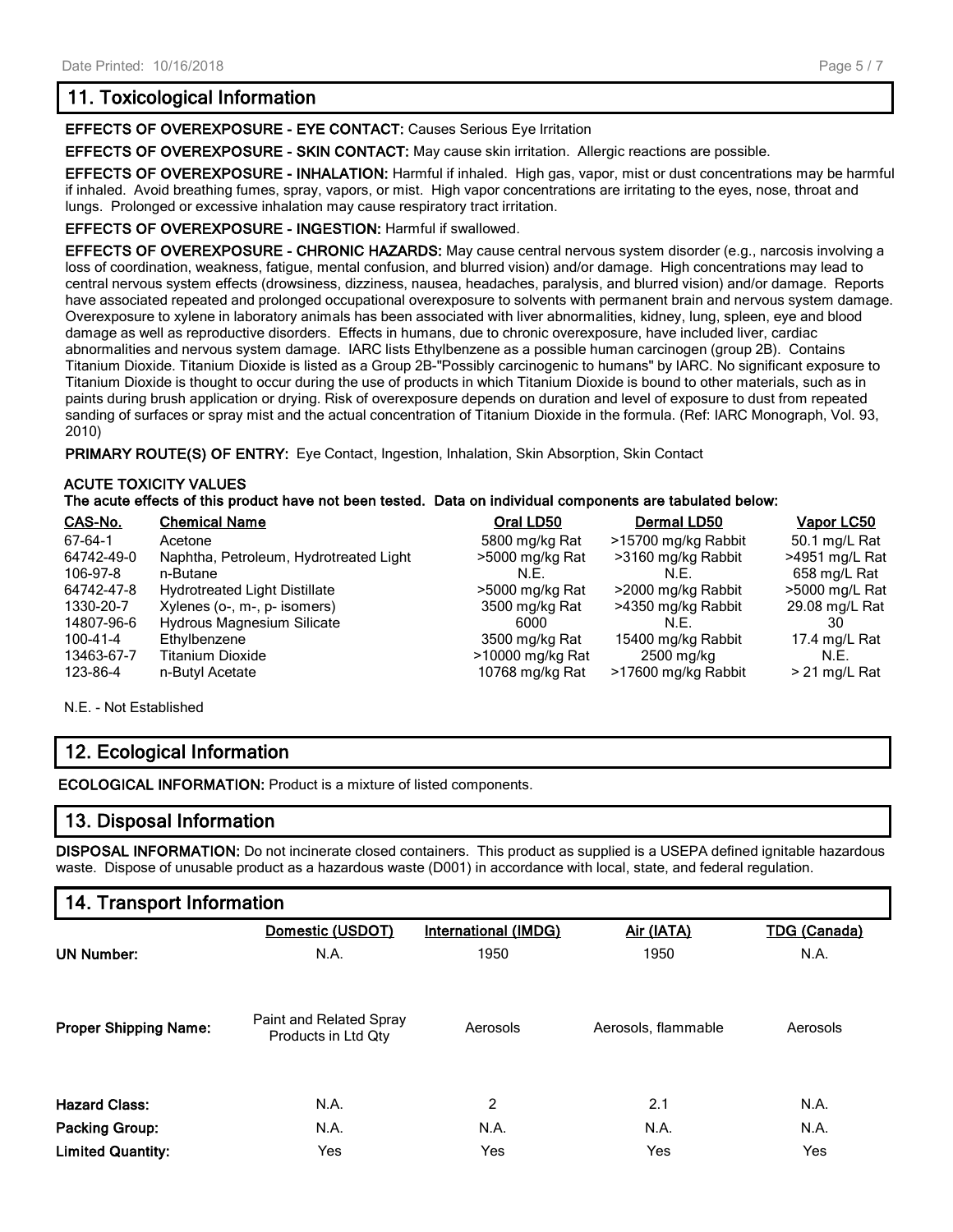## 11. Toxicological Information

**EFFECTS OF OVEREXPOSURE - EYE CONTACT:** Causes Serious Eye Irritation

**EFFECTS OF OVEREXPOSURE - SKIN CONTACT:** May cause skin irritation. Allergic reactions are possible.

**EFFECTS OF OVEREXPOSURE - INHALATION:** Harmful if inhaled. High gas, vapor, mist or dust concentrations may be harmful if inhaled. Avoid breathing fumes, spray, vapors, or mist. High vapor concentrations are irritating to the eyes, nose, throat and lungs. Prolonged or excessive inhalation may cause respiratory tract irritation.

**EFFECTS OF OVEREXPOSURE - INGESTION:** Harmful if swallowed.

**EFFECTS OF OVEREXPOSURE - CHRONIC HAZARDS:** May cause central nervous system disorder (e.g., narcosis involving a loss of coordination, weakness, fatigue, mental confusion, and blurred vision) and/or damage. High concentrations may lead to central nervous system effects (drowsiness, dizziness, nausea, headaches, paralysis, and blurred vision) and/or damage. Reports have associated repeated and prolonged occupational overexposure to solvents with permanent brain and nervous system damage. Overexposure to xylene in laboratory animals has been associated with liver abnormalities, kidney, lung, spleen, eye and blood damage as well as reproductive disorders. Effects in humans, due to chronic overexposure, have included liver, cardiac abnormalities and nervous system damage. IARC lists Ethylbenzene as a possible human carcinogen (group 2B). Contains Titanium Dioxide. Titanium Dioxide is listed as a Group 2B-"Possibly carcinogenic to humans" by IARC. No significant exposure to Titanium Dioxide is thought to occur during the use of products in which Titanium Dioxide is bound to other materials, such as in paints during brush application or drying. Risk of overexposure depends on duration and level of exposure to dust from repeated sanding of surfaces or spray mist and the actual concentration of Titanium Dioxide in the formula. (Ref: IARC Monograph, Vol. 93, 2010)

**PRIMARY ROUTE(S) OF ENTRY:** Eye Contact, Ingestion, Inhalation, Skin Absorption, Skin Contact

**ACUTE TOXICITY VALUES**

**The acute effects of this product have not been tested. Data on individual components are tabulated below:**

| CAS-No. | Chemical Name | Oral LD50 | Dermal LD50 | Vapor LC50 |
|---|---|---|---|---|
| 67-64-1 | Acetone | 5800 mg/kg Rat | >15700 mg/kg Rabbit | 50.1 mg/L Rat |
| 64742-49-0 | Naphtha, Petroleum, Hydrotreated Light | >5000 mg/kg Rat | >3160 mg/kg Rabbit | >4951 mg/L Rat |
| 106-97-8 | n-Butane | N.E. | N.E. | 658 mg/L Rat |
| 64742-47-8 | Hydrotreated Light Distillate | >5000 mg/kg Rat | >2000 mg/kg Rabbit | >5000 mg/L Rat |
| 1330-20-7 | Xylenes (o-, m-, p- isomers) | 3500 mg/kg Rat | >4350 mg/kg Rabbit | 29.08 mg/L Rat |
| 14807-96-6 | Hydrous Magnesium Silicate | 6000 | N.E. | 30 |
| 100-41-4 | Ethylbenzene | 3500 mg/kg Rat | 15400 mg/kg Rabbit | 17.4 mg/L Rat |
| 13463-67-7 | Titanium Dioxide | >10000 mg/kg Rat | 2500 mg/kg | N.E. |
| 123-86-4 | n-Butyl Acetate | 10768 mg/kg Rat | >17600 mg/kg Rabbit | > 21 mg/L Rat |

N.E. - Not Established

## 12. Ecological Information

**ECOLOGICAL INFORMATION:** Product is a mixture of listed components.

## 13. Disposal Information

**DISPOSAL INFORMATION:** Do not incinerate closed containers. This product as supplied is a USEPA defined ignitable hazardous waste. Dispose of unusable product as a hazardous waste (D001) in accordance with local, state, and federal regulation.

## 14. Transport Information

| | Domestic (USDOT) | International (IMDG) | Air (IATA) | TDG (Canada) |
|---|---|---|---|---|
| **UN Number:** | N.A. | 1950 | 1950 | N.A. |
| **Proper Shipping Name:** | Paint and Related Spray Products in Ltd Qty | Aerosols | Aerosols, flammable | Aerosols |
| **Hazard Class:** | N.A. | 2 | 2.1 | N.A. |
| **Packing Group:** | N.A. | N.A. | N.A. | N.A. |
| **Limited Quantity:** | Yes | Yes | Yes | Yes |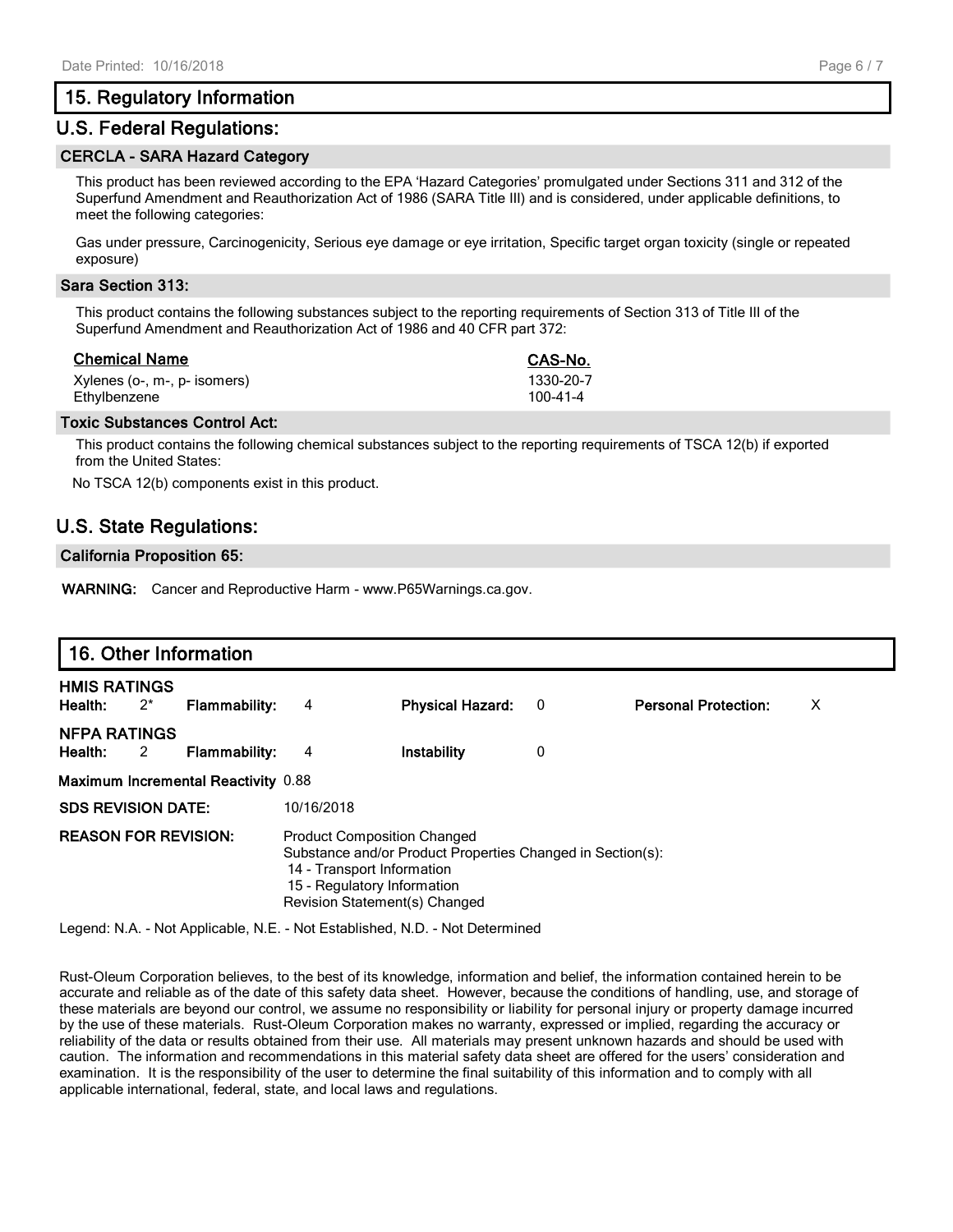## 15. Regulatory Information

## U.S. Federal Regulations:

### CERCLA - SARA Hazard Category

This product has been reviewed according to the EPA 'Hazard Categories' promulgated under Sections 311 and 312 of the Superfund Amendment and Reauthorization Act of 1986 (SARA Title III) and is considered, under applicable definitions, to meet the following categories:

Gas under pressure, Carcinogenicity, Serious eye damage or eye irritation, Specific target organ toxicity (single or repeated exposure)

### Sara Section 313:

This product contains the following substances subject to the reporting requirements of Section 313 of Title III of the Superfund Amendment and Reauthorization Act of 1986 and 40 CFR part 372:

| Chemical Name | CAS-No. |
|---|---|
| Xylenes (o-, m-, p- isomers) | 1330-20-7 |
| Ethylbenzene | 100-41-4 |

### Toxic Substances Control Act:

This product contains the following chemical substances subject to the reporting requirements of TSCA 12(b) if exported from the United States:

No TSCA 12(b) components exist in this product.

## U.S. State Regulations:

### California Proposition 65:

**WARNING:** Cancer and Reproductive Harm - www.P65Warnings.ca.gov.

## 16. Other Information

**HMIS RATINGS**

| Health: | 2* | Flammability: | 4 | Physical Hazard: | 0 | Personal Protection: | X |
|---|---|---|---|---|---|---|---|

**NFPA RATINGS**

| Health: | 2 | Flammability: | 4 | Instability | 0 |
|---|---|---|---|---|---|

**Maximum Incremental Reactivity** 0.88

**SDS REVISION DATE:** 10/16/2018

**REASON FOR REVISION:** Product Composition Changed
Substance and/or Product Properties Changed in Section(s):
14 - Transport Information
15 - Regulatory Information
Revision Statement(s) Changed

Legend: N.A. - Not Applicable, N.E. - Not Established, N.D. - Not Determined

Rust-Oleum Corporation believes, to the best of its knowledge, information and belief, the information contained herein to be accurate and reliable as of the date of this safety data sheet. However, because the conditions of handling, use, and storage of these materials are beyond our control, we assume no responsibility or liability for personal injury or property damage incurred by the use of these materials. Rust-Oleum Corporation makes no warranty, expressed or implied, regarding the accuracy or reliability of the data or results obtained from their use. All materials may present unknown hazards and should be used with caution. The information and recommendations in this material safety data sheet are offered for the users' consideration and examination. It is the responsibility of the user to determine the final suitability of this information and to comply with all applicable international, federal, state, and local laws and regulations.